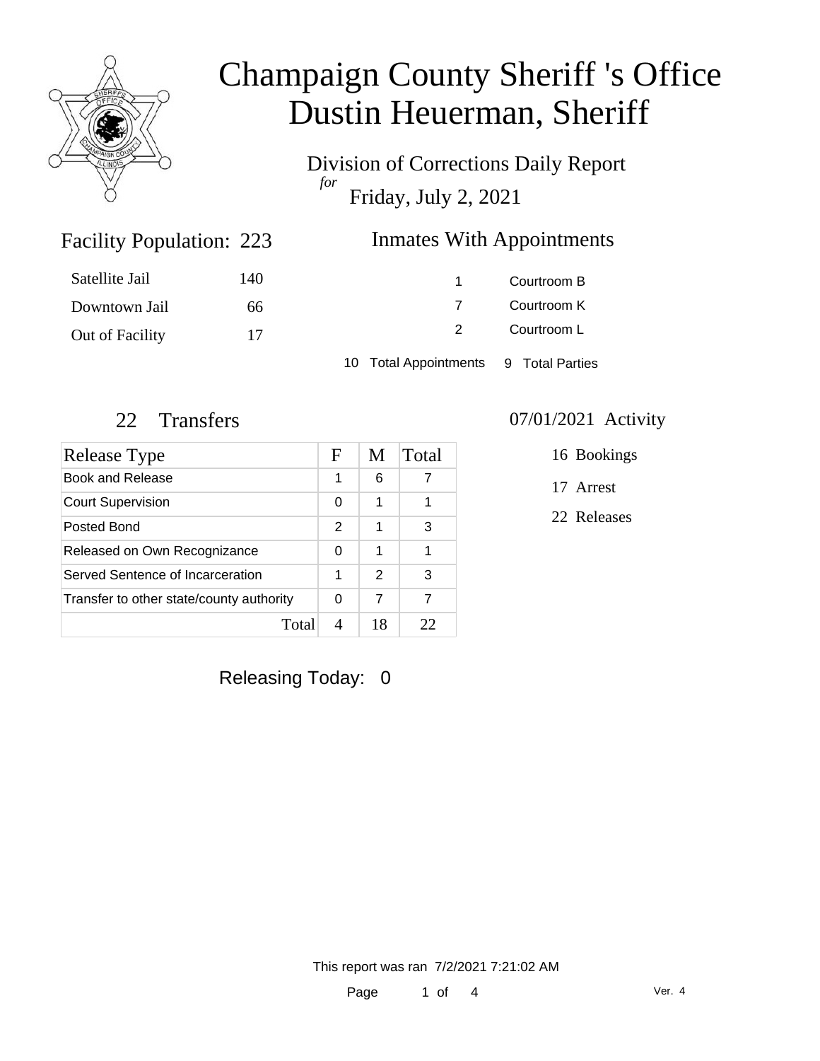# Champaign County Sheriff 's Office
# Dustin Heuerman, Sheriff

Division of Corrections Daily Report

*for*

Friday, July 2, 2021

## Facility Population: 223

| | |
|---|---|
| Satellite Jail | 140 |
| Downtown Jail | 66 |
| Out of Facility | 17 |

## Inmates With Appointments

| | |
|---|---|
| 1 | Courtroom B |
| 7 | Courtroom K |
| 2 | Courtroom L |

10 Total Appointments   9 Total Parties

## 22 Transfers

| Release Type | F | M | Total |
|---|---|---|---|
| Book and Release | 1 | 6 | 7 |
| Court Supervision | 0 | 1 | 1 |
| Posted Bond | 2 | 1 | 3 |
| Released on Own Recognizance | 0 | 1 | 1 |
| Served Sentence of Incarceration | 1 | 2 | 3 |
| Transfer to other state/county authority | 0 | 7 | 7 |
| Total | 4 | 18 | 22 |

## 07/01/2021 Activity

16 Bookings

17 Arrest

22 Releases

Releasing Today: 0

This report was ran 7/2/2021 7:21:02 AM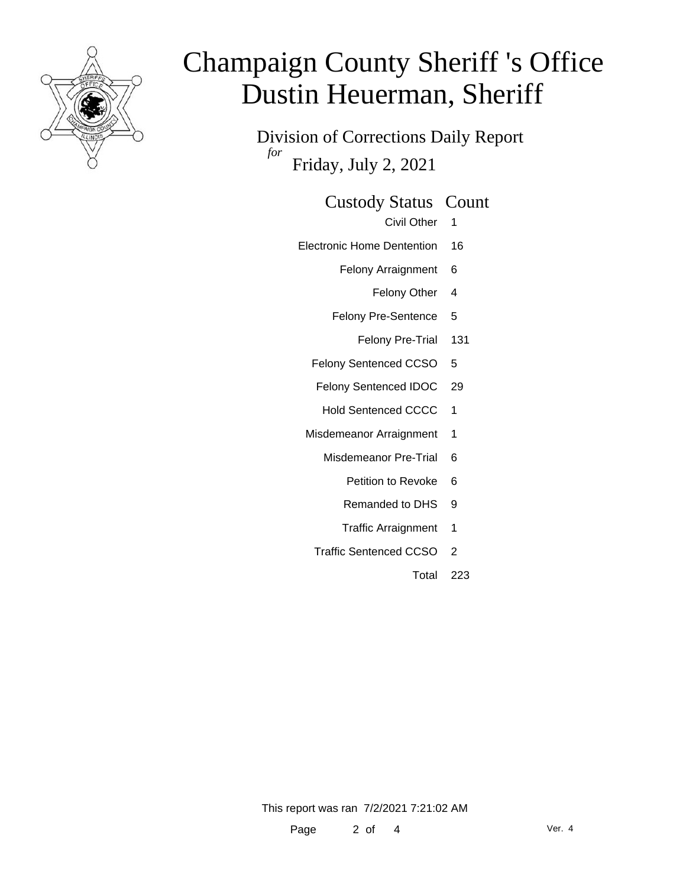# Champaign County Sheriff 's Office
# Dustin Heuerman, Sheriff

Division of Corrections Daily Report

*for* Friday, July 2, 2021

| Custody Status | Count |
|---|---|
| Civil Other | 1 |
| Electronic Home Dentention | 16 |
| Felony Arraignment | 6 |
| Felony Other | 4 |
| Felony Pre-Sentence | 5 |
| Felony Pre-Trial | 131 |
| Felony Sentenced CCSO | 5 |
| Felony Sentenced IDOC | 29 |
| Hold Sentenced CCCC | 1 |
| Misdemeanor Arraignment | 1 |
| Misdemeanor Pre-Trial | 6 |
| Petition to Revoke | 6 |
| Remanded to DHS | 9 |
| Traffic Arraignment | 1 |
| Traffic Sentenced CCSO | 2 |
| Total | 223 |

This report was ran 7/2/2021 7:21:02 AM

Ver. 4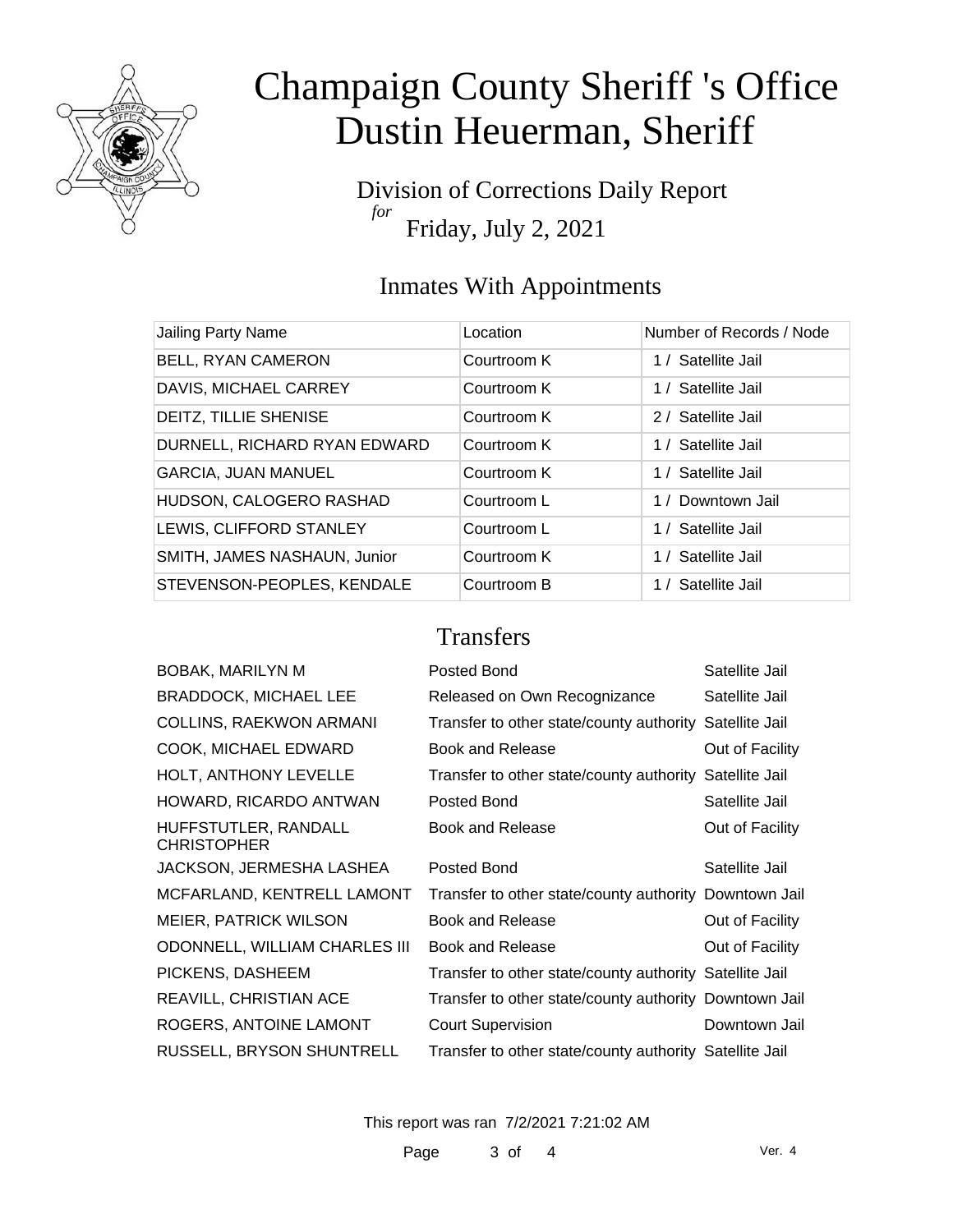# Champaign County Sheriff 's Office
# Dustin Heuerman, Sheriff

Division of Corrections Daily Report
*for*
Friday, July 2, 2021

## Inmates With Appointments

| Jailing Party Name | Location | Number of Records / Node |
| --- | --- | --- |
| BELL, RYAN CAMERON | Courtroom K | 1 / Satellite Jail |
| DAVIS, MICHAEL CARREY | Courtroom K | 1 / Satellite Jail |
| DEITZ, TILLIE SHENISE | Courtroom K | 2 / Satellite Jail |
| DURNELL, RICHARD RYAN EDWARD | Courtroom K | 1 / Satellite Jail |
| GARCIA, JUAN MANUEL | Courtroom K | 1 / Satellite Jail |
| HUDSON, CALOGERO RASHAD | Courtroom L | 1 / Downtown Jail |
| LEWIS, CLIFFORD STANLEY | Courtroom L | 1 / Satellite Jail |
| SMITH, JAMES NASHAUN, Junior | Courtroom K | 1 / Satellite Jail |
| STEVENSON-PEOPLES, KENDALE | Courtroom B | 1 / Satellite Jail |

## Transfers

| | | |
| --- | --- | --- |
| BOBAK, MARILYN M | Posted Bond | Satellite Jail |
| BRADDOCK, MICHAEL LEE | Released on Own Recognizance | Satellite Jail |
| COLLINS, RAEKWON ARMANI | Transfer to other state/county authority | Satellite Jail |
| COOK, MICHAEL EDWARD | Book and Release | Out of Facility |
| HOLT, ANTHONY LEVELLE | Transfer to other state/county authority | Satellite Jail |
| HOWARD, RICARDO ANTWAN | Posted Bond | Satellite Jail |
| HUFFSTUTLER, RANDALL CHRISTOPHER | Book and Release | Out of Facility |
| JACKSON, JERMESHA LASHEA | Posted Bond | Satellite Jail |
| MCFARLAND, KENTRELL LAMONT | Transfer to other state/county authority | Downtown Jail |
| MEIER, PATRICK WILSON | Book and Release | Out of Facility |
| ODONNELL, WILLIAM CHARLES III | Book and Release | Out of Facility |
| PICKENS, DASHEEM | Transfer to other state/county authority | Satellite Jail |
| REAVILL, CHRISTIAN ACE | Transfer to other state/county authority | Downtown Jail |
| ROGERS, ANTOINE LAMONT | Court Supervision | Downtown Jail |
| RUSSELL, BRYSON SHUNTRELL | Transfer to other state/county authority | Satellite Jail |

This report was ran 7/2/2021 7:21:02 AM

Ver. 4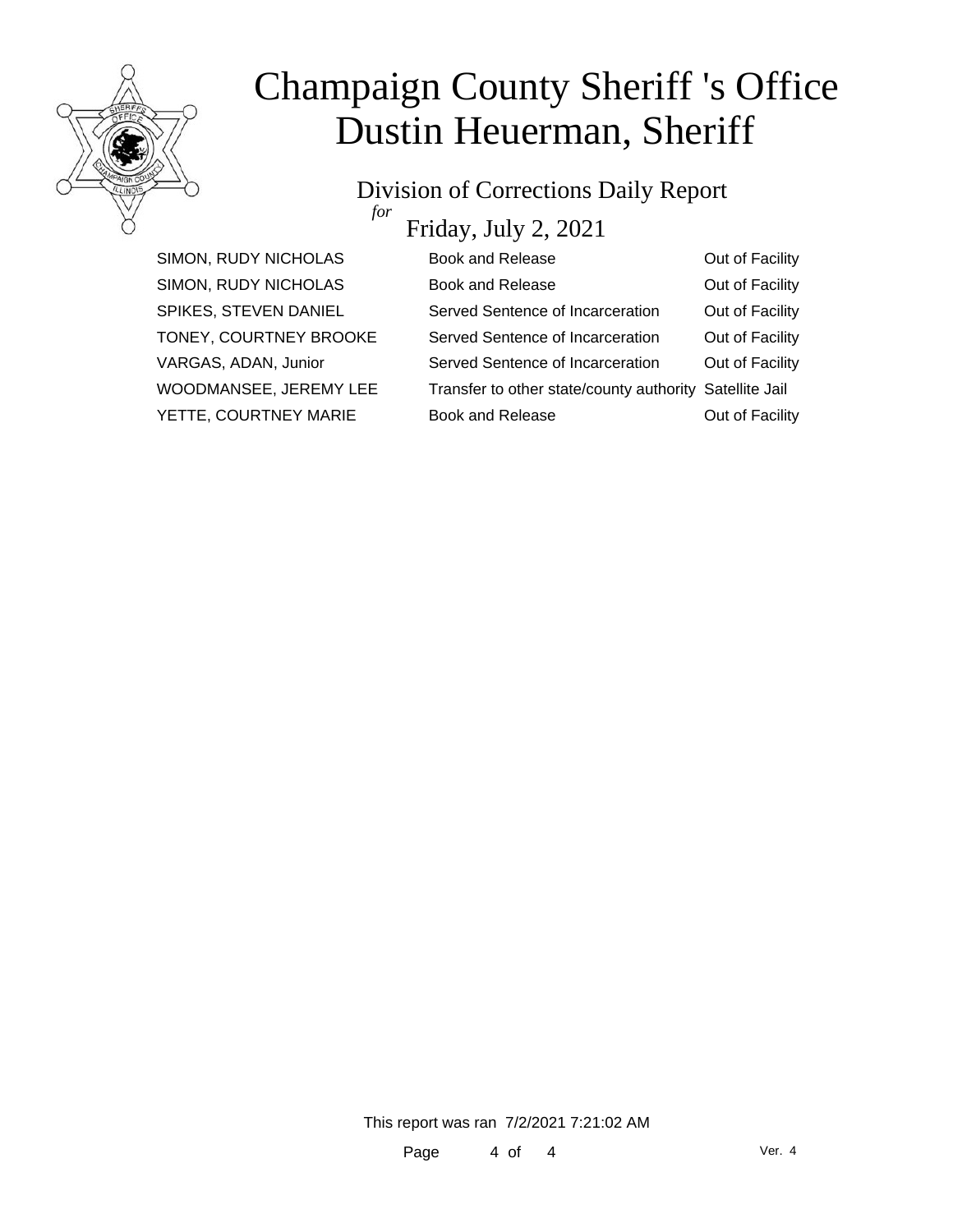# Champaign County Sheriff 's Office
# Dustin Heuerman, Sheriff

## Division of Corrections Daily Report

*for*

## Friday, July 2, 2021

| | | |
|---|---|---|
| SIMON, RUDY NICHOLAS | Book and Release | Out of Facility |
| SIMON, RUDY NICHOLAS | Book and Release | Out of Facility |
| SPIKES, STEVEN DANIEL | Served Sentence of Incarceration | Out of Facility |
| TONEY, COURTNEY BROOKE | Served Sentence of Incarceration | Out of Facility |
| VARGAS, ADAN, Junior | Served Sentence of Incarceration | Out of Facility |
| WOODMANSEE, JEREMY LEE | Transfer to other state/county authority | Satellite Jail |
| YETTE, COURTNEY MARIE | Book and Release | Out of Facility |

This report was ran 7/2/2021 7:21:02 AM

Ver. 4